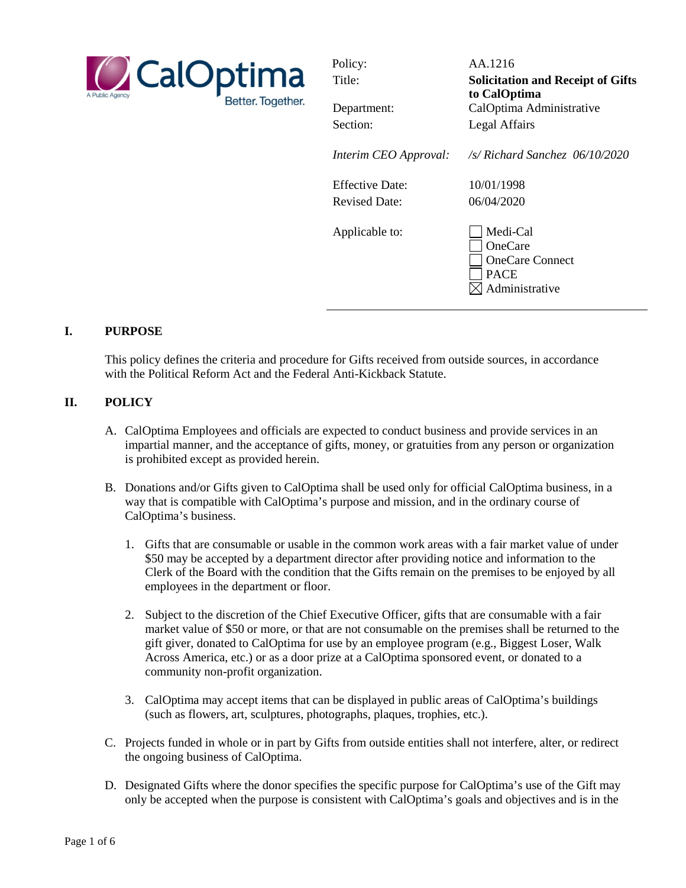CalOptima
A Public Agency
Better. Together.

| | |
|---|---|
| Policy: | AA.1216 |
| Title: | **Solicitation and Receipt of Gifts to CalOptima** |
| Department: | CalOptima Administrative |
| Section: | Legal Affairs |
| *Interim CEO Approval:* | */s/ Richard Sanchez 06/10/2020* |
| Effective Date: | 10/01/1998 |
| Revised Date: | 06/04/2020 |
| Applicable to: | ☐ Medi-Cal<br>☐ OneCare<br>☐ OneCare Connect<br>☐ PACE<br>☒ Administrative |

## I. PURPOSE

This policy defines the criteria and procedure for Gifts received from outside sources, in accordance with the Political Reform Act and the Federal Anti-Kickback Statute.

## II. POLICY

A. CalOptima Employees and officials are expected to conduct business and provide services in an impartial manner, and the acceptance of gifts, money, or gratuities from any person or organization is prohibited except as provided herein.

B. Donations and/or Gifts given to CalOptima shall be used only for official CalOptima business, in a way that is compatible with CalOptima's purpose and mission, and in the ordinary course of CalOptima's business.

   1. Gifts that are consumable or usable in the common work areas with a fair market value of under $50 may be accepted by a department director after providing notice and information to the Clerk of the Board with the condition that the Gifts remain on the premises to be enjoyed by all employees in the department or floor.

   2. Subject to the discretion of the Chief Executive Officer, gifts that are consumable with a fair market value of $50 or more, or that are not consumable on the premises shall be returned to the gift giver, donated to CalOptima for use by an employee program (e.g., Biggest Loser, Walk Across America, etc.) or as a door prize at a CalOptima sponsored event, or donated to a community non-profit organization.

   3. CalOptima may accept items that can be displayed in public areas of CalOptima's buildings (such as flowers, art, sculptures, photographs, plaques, trophies, etc.).

C. Projects funded in whole or in part by Gifts from outside entities shall not interfere, alter, or redirect the ongoing business of CalOptima.

D. Designated Gifts where the donor specifies the specific purpose for CalOptima's use of the Gift may only be accepted when the purpose is consistent with CalOptima's goals and objectives and is in the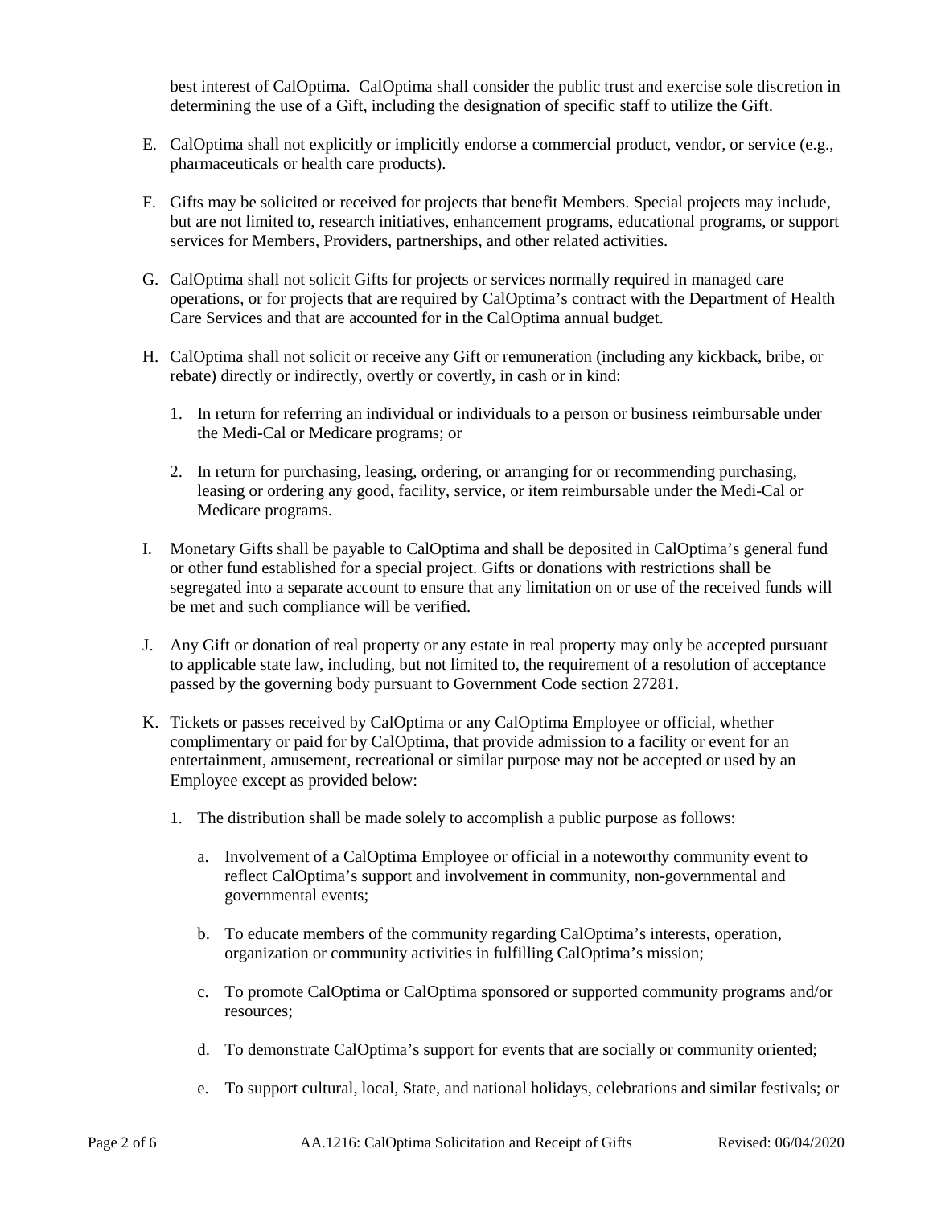best interest of CalOptima. CalOptima shall consider the public trust and exercise sole discretion in determining the use of a Gift, including the designation of specific staff to utilize the Gift.

E. CalOptima shall not explicitly or implicitly endorse a commercial product, vendor, or service (e.g., pharmaceuticals or health care products).

F. Gifts may be solicited or received for projects that benefit Members. Special projects may include, but are not limited to, research initiatives, enhancement programs, educational programs, or support services for Members, Providers, partnerships, and other related activities.

G. CalOptima shall not solicit Gifts for projects or services normally required in managed care operations, or for projects that are required by CalOptima's contract with the Department of Health Care Services and that are accounted for in the CalOptima annual budget.

H. CalOptima shall not solicit or receive any Gift or remuneration (including any kickback, bribe, or rebate) directly or indirectly, overtly or covertly, in cash or in kind:

   1. In return for referring an individual or individuals to a person or business reimbursable under the Medi-Cal or Medicare programs; or

   2. In return for purchasing, leasing, ordering, or arranging for or recommending purchasing, leasing or ordering any good, facility, service, or item reimbursable under the Medi-Cal or Medicare programs.

I. Monetary Gifts shall be payable to CalOptima and shall be deposited in CalOptima's general fund or other fund established for a special project. Gifts or donations with restrictions shall be segregated into a separate account to ensure that any limitation on or use of the received funds will be met and such compliance will be verified.

J. Any Gift or donation of real property or any estate in real property may only be accepted pursuant to applicable state law, including, but not limited to, the requirement of a resolution of acceptance passed by the governing body pursuant to Government Code section 27281.

K. Tickets or passes received by CalOptima or any CalOptima Employee or official, whether complimentary or paid for by CalOptima, that provide admission to a facility or event for an entertainment, amusement, recreational or similar purpose may not be accepted or used by an Employee except as provided below:

   1. The distribution shall be made solely to accomplish a public purpose as follows:

      a. Involvement of a CalOptima Employee or official in a noteworthy community event to reflect CalOptima's support and involvement in community, non-governmental and governmental events;

      b. To educate members of the community regarding CalOptima's interests, operation, organization or community activities in fulfilling CalOptima's mission;

      c. To promote CalOptima or CalOptima sponsored or supported community programs and/or resources;

      d. To demonstrate CalOptima's support for events that are socially or community oriented;

      e. To support cultural, local, State, and national holidays, celebrations and similar festivals; or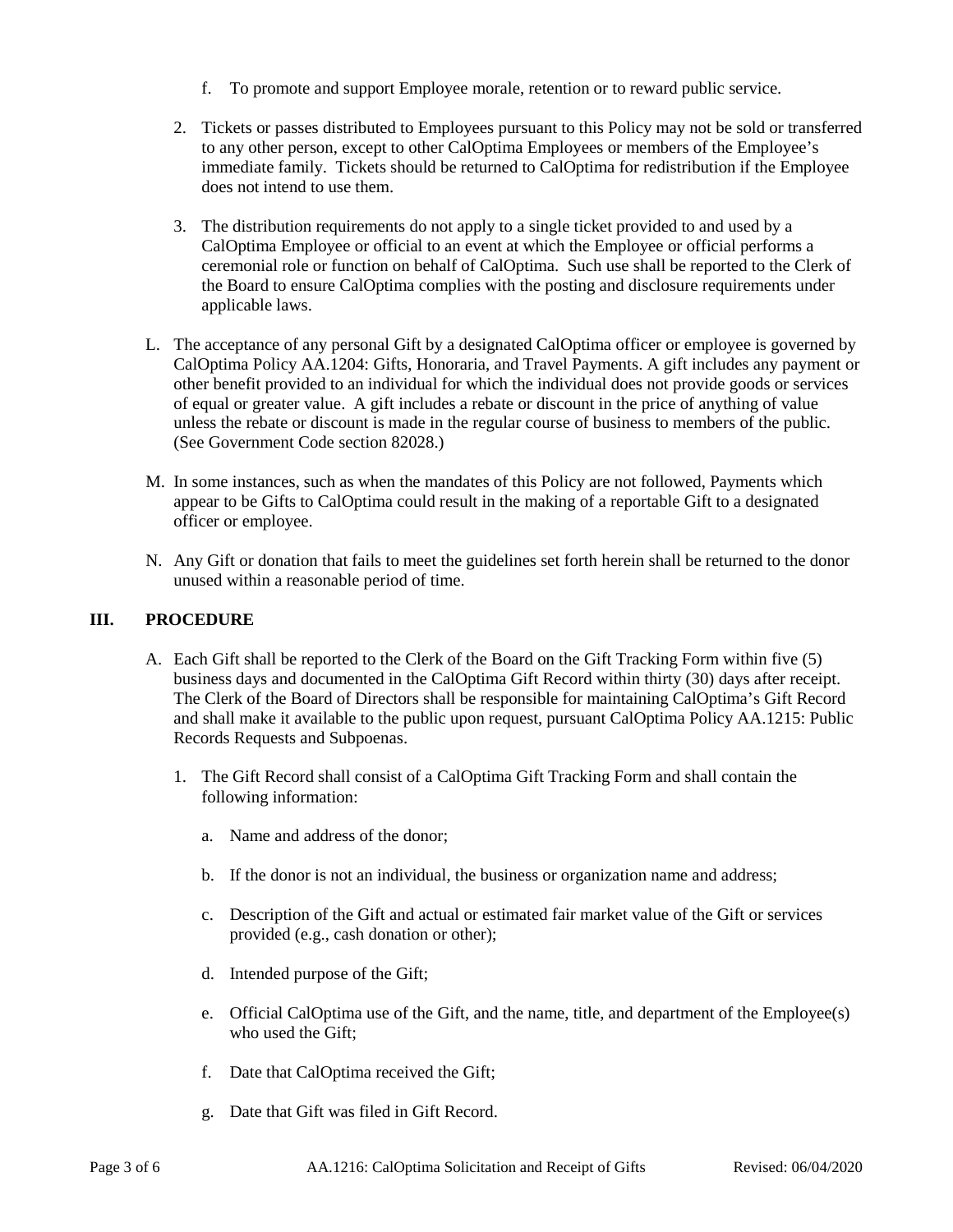f. To promote and support Employee morale, retention or to reward public service.

2. Tickets or passes distributed to Employees pursuant to this Policy may not be sold or transferred to any other person, except to other CalOptima Employees or members of the Employee's immediate family. Tickets should be returned to CalOptima for redistribution if the Employee does not intend to use them.

3. The distribution requirements do not apply to a single ticket provided to and used by a CalOptima Employee or official to an event at which the Employee or official performs a ceremonial role or function on behalf of CalOptima. Such use shall be reported to the Clerk of the Board to ensure CalOptima complies with the posting and disclosure requirements under applicable laws.

L. The acceptance of any personal Gift by a designated CalOptima officer or employee is governed by CalOptima Policy AA.1204: Gifts, Honoraria, and Travel Payments. A gift includes any payment or other benefit provided to an individual for which the individual does not provide goods or services of equal or greater value. A gift includes a rebate or discount in the price of anything of value unless the rebate or discount is made in the regular course of business to members of the public. (See Government Code section 82028.)

M. In some instances, such as when the mandates of this Policy are not followed, Payments which appear to be Gifts to CalOptima could result in the making of a reportable Gift to a designated officer or employee.

N. Any Gift or donation that fails to meet the guidelines set forth herein shall be returned to the donor unused within a reasonable period of time.

## III. PROCEDURE

A. Each Gift shall be reported to the Clerk of the Board on the Gift Tracking Form within five (5) business days and documented in the CalOptima Gift Record within thirty (30) days after receipt. The Clerk of the Board of Directors shall be responsible for maintaining CalOptima's Gift Record and shall make it available to the public upon request, pursuant CalOptima Policy AA.1215: Public Records Requests and Subpoenas.

1. The Gift Record shall consist of a CalOptima Gift Tracking Form and shall contain the following information:

   a. Name and address of the donor;

   b. If the donor is not an individual, the business or organization name and address;

   c. Description of the Gift and actual or estimated fair market value of the Gift or services provided (e.g., cash donation or other);

   d. Intended purpose of the Gift;

   e. Official CalOptima use of the Gift, and the name, title, and department of the Employee(s) who used the Gift;

   f. Date that CalOptima received the Gift;

   g. Date that Gift was filed in Gift Record.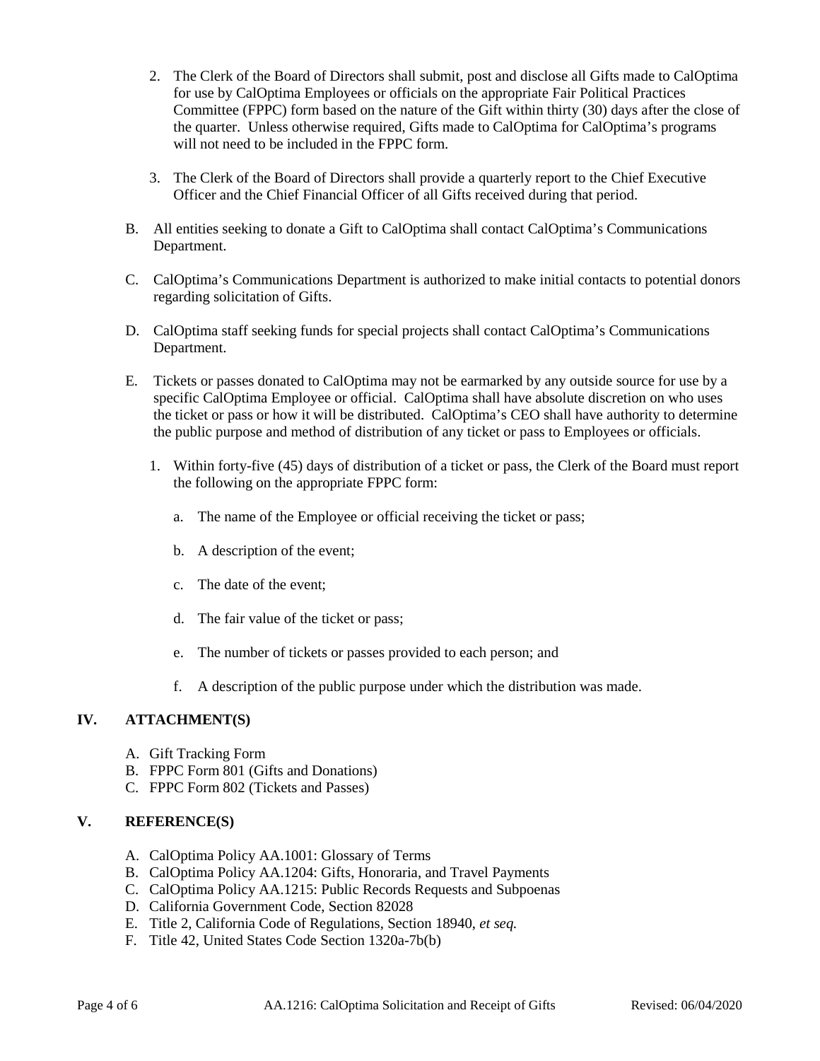2. The Clerk of the Board of Directors shall submit, post and disclose all Gifts made to CalOptima for use by CalOptima Employees or officials on the appropriate Fair Political Practices Committee (FPPC) form based on the nature of the Gift within thirty (30) days after the close of the quarter. Unless otherwise required, Gifts made to CalOptima for CalOptima's programs will not need to be included in the FPPC form.

3. The Clerk of the Board of Directors shall provide a quarterly report to the Chief Executive Officer and the Chief Financial Officer of all Gifts received during that period.

B. All entities seeking to donate a Gift to CalOptima shall contact CalOptima's Communications Department.

C. CalOptima's Communications Department is authorized to make initial contacts to potential donors regarding solicitation of Gifts.

D. CalOptima staff seeking funds for special projects shall contact CalOptima's Communications Department.

E. Tickets or passes donated to CalOptima may not be earmarked by any outside source for use by a specific CalOptima Employee or official. CalOptima shall have absolute discretion on who uses the ticket or pass or how it will be distributed. CalOptima's CEO shall have authority to determine the public purpose and method of distribution of any ticket or pass to Employees or officials.

   1. Within forty-five (45) days of distribution of a ticket or pass, the Clerk of the Board must report the following on the appropriate FPPC form:

      a. The name of the Employee or official receiving the ticket or pass;

      b. A description of the event;

      c. The date of the event;

      d. The fair value of the ticket or pass;

      e. The number of tickets or passes provided to each person; and

      f. A description of the public purpose under which the distribution was made.

## IV. ATTACHMENT(S)

A. Gift Tracking Form
B. FPPC Form 801 (Gifts and Donations)
C. FPPC Form 802 (Tickets and Passes)

## V. REFERENCE(S)

A. CalOptima Policy AA.1001: Glossary of Terms
B. CalOptima Policy AA.1204: Gifts, Honoraria, and Travel Payments
C. CalOptima Policy AA.1215: Public Records Requests and Subpoenas
D. California Government Code, Section 82028
E. Title 2, California Code of Regulations, Section 18940, *et seq.*
F. Title 42, United States Code Section 1320a-7b(b)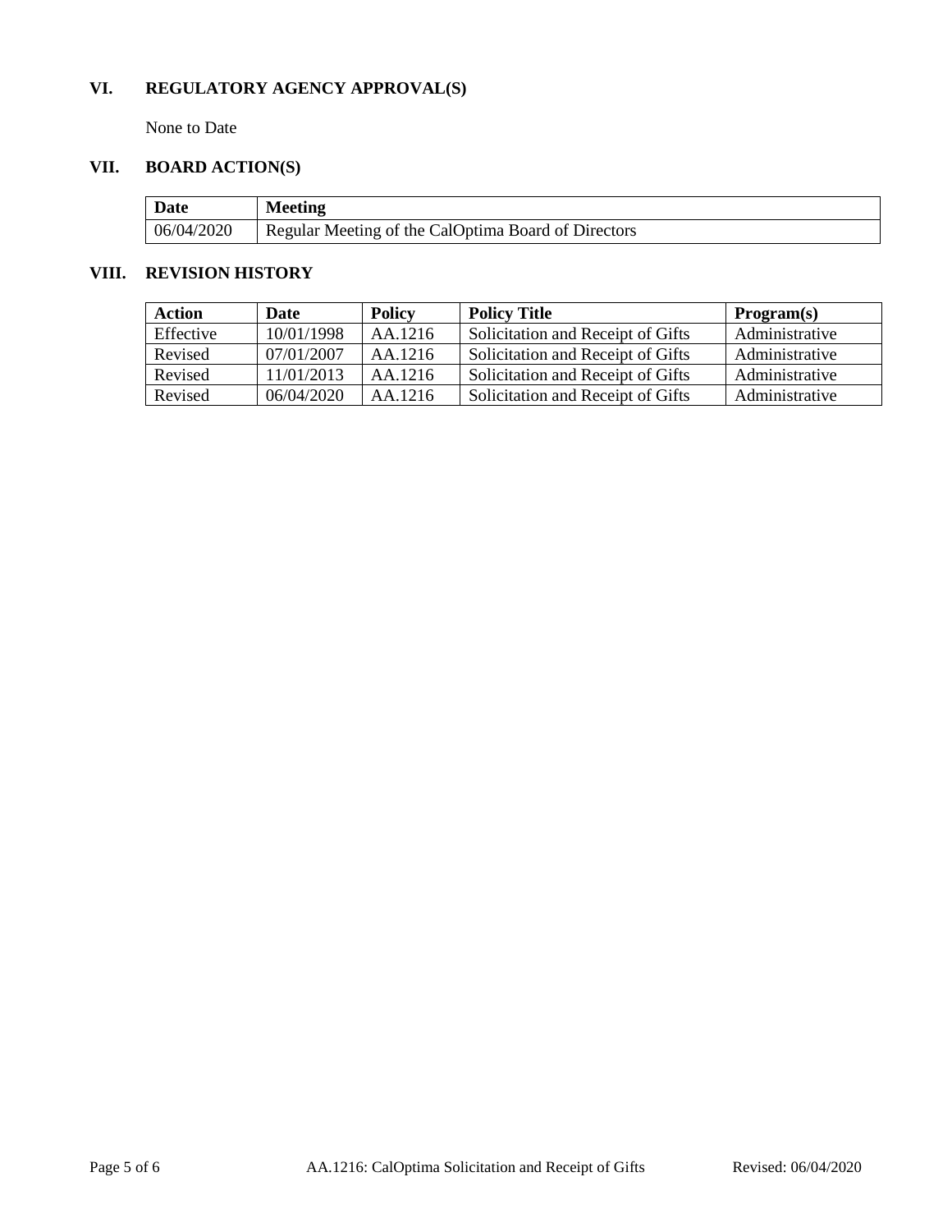## VI. REGULATORY AGENCY APPROVAL(S)

None to Date

## VII. BOARD ACTION(S)

| Date | Meeting |
| --- | --- |
| 06/04/2020 | Regular Meeting of the CalOptima Board of Directors |

## VIII. REVISION HISTORY

| Action | Date | Policy | Policy Title | Program(s) |
| --- | --- | --- | --- | --- |
| Effective | 10/01/1998 | AA.1216 | Solicitation and Receipt of Gifts | Administrative |
| Revised | 07/01/2007 | AA.1216 | Solicitation and Receipt of Gifts | Administrative |
| Revised | 11/01/2013 | AA.1216 | Solicitation and Receipt of Gifts | Administrative |
| Revised | 06/04/2020 | AA.1216 | Solicitation and Receipt of Gifts | Administrative |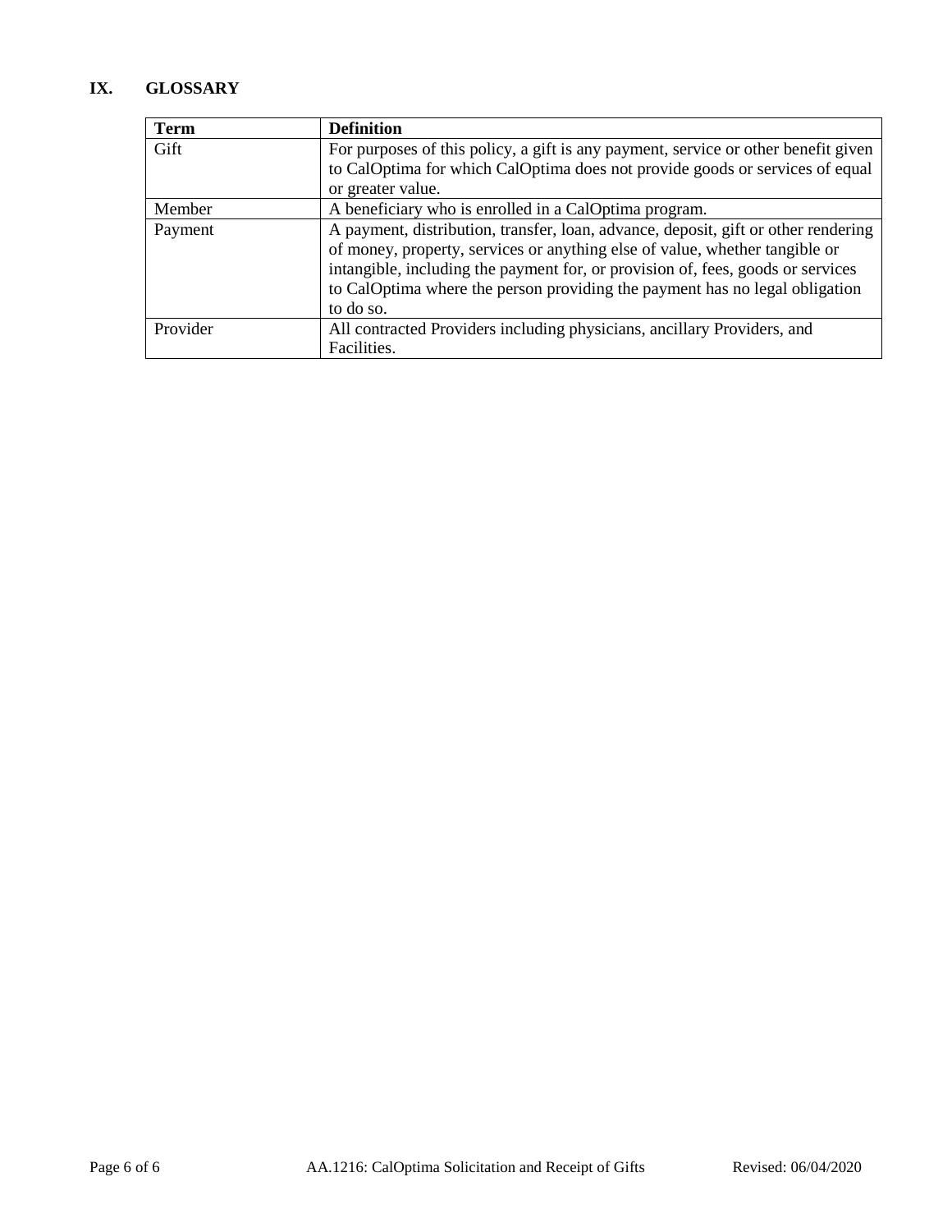## IX. GLOSSARY

| Term | Definition |
|---|---|
| Gift | For purposes of this policy, a gift is any payment, service or other benefit given to CalOptima for which CalOptima does not provide goods or services of equal or greater value. |
| Member | A beneficiary who is enrolled in a CalOptima program. |
| Payment | A payment, distribution, transfer, loan, advance, deposit, gift or other rendering of money, property, services or anything else of value, whether tangible or intangible, including the payment for, or provision of, fees, goods or services to CalOptima where the person providing the payment has no legal obligation to do so. |
| Provider | All contracted Providers including physicians, ancillary Providers, and Facilities. |